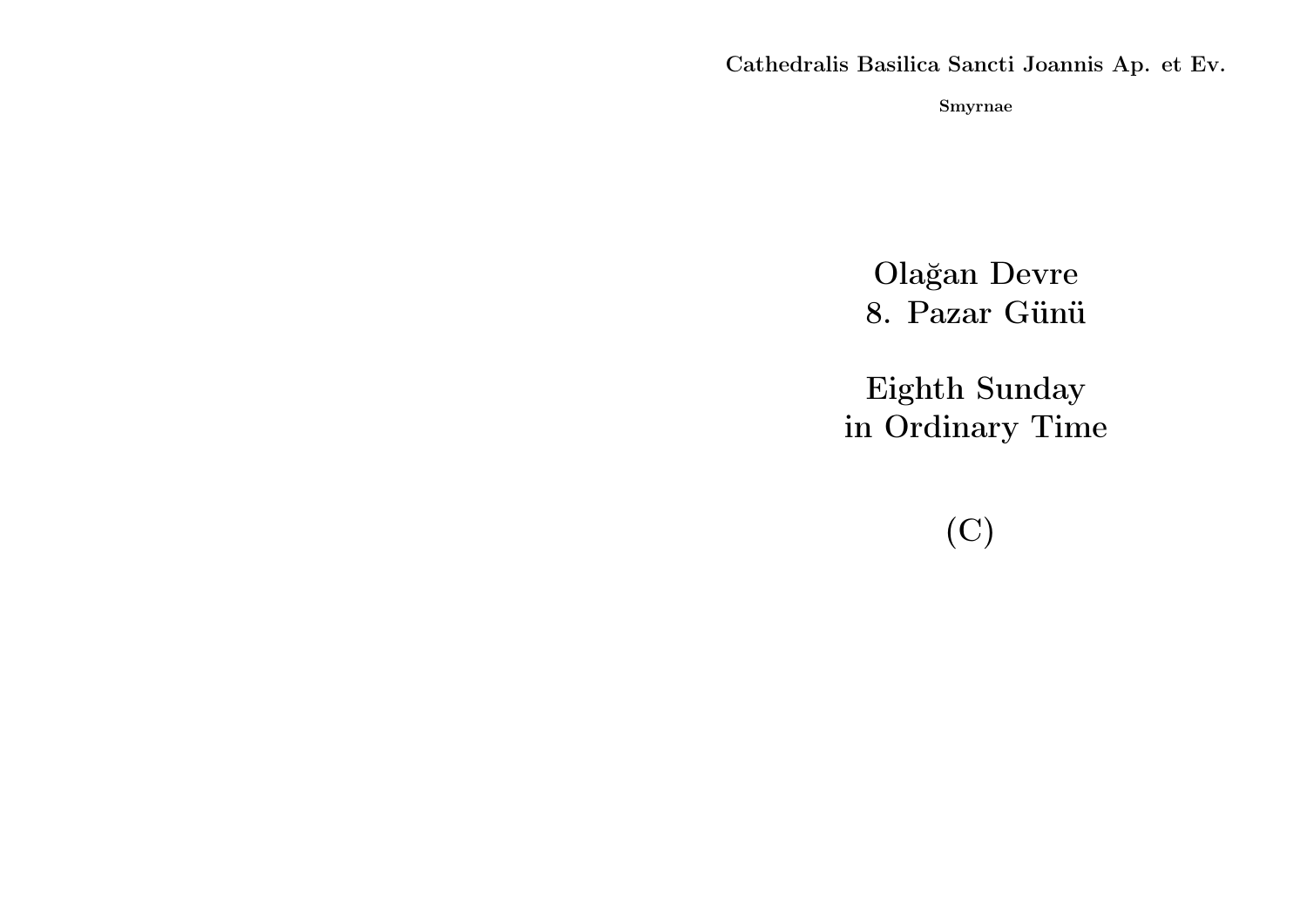**Cathedralis Basilica Sancti Joannis Ap. et Ev.**

**Smyrnae**

# Olağan Devre
# 8. Pazar Günü

# Eighth Sunday
# in Ordinary Time

# (C)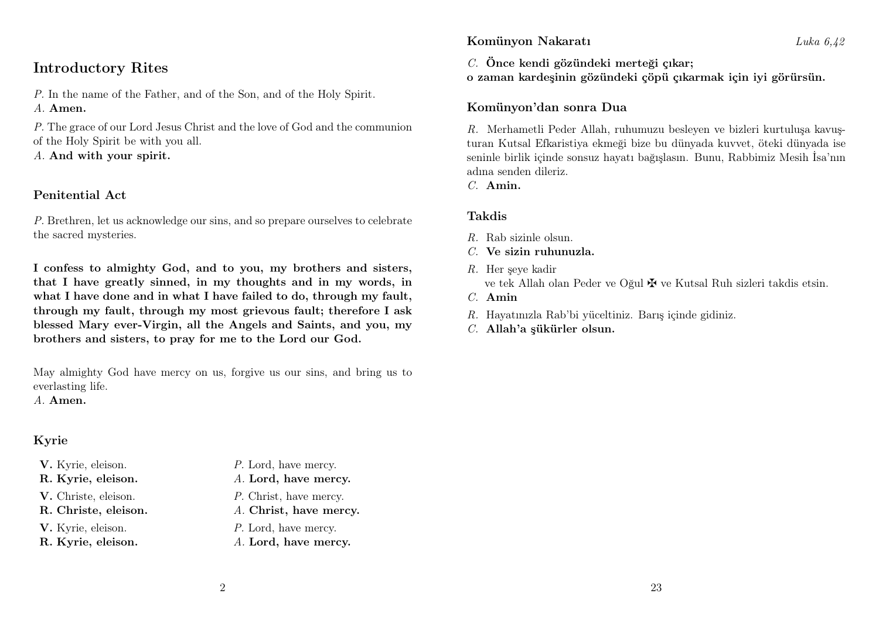## Introductory Rites

*P.* In the name of the Father, and of the Son, and of the Holy Spirit.
*A.* **Amen.**

*P.* The grace of our Lord Jesus Christ and the love of God and the communion of the Holy Spirit be with you all.
*A.* **And with your spirit.**

### Penitential Act

*P.* Brethren, let us acknowledge our sins, and so prepare ourselves to celebrate the sacred mysteries.

**I confess to almighty God, and to you, my brothers and sisters, that I have greatly sinned, in my thoughts and in my words, in what I have done and in what I have failed to do, through my fault, through my fault, through my most grievous fault; therefore I ask blessed Mary ever-Virgin, all the Angels and Saints, and you, my brothers and sisters, to pray for me to the Lord our God.**

May almighty God have mercy on us, forgive us our sins, and bring us to everlasting life.
*A.* **Amen.**

### Kyrie

| | |
|---|---|
| **V.** Kyrie, eleison. | *P.* Lord, have mercy. |
| **R. Kyrie, eleison.** | *A.* **Lord, have mercy.** |
| **V.** Christe, eleison. | *P.* Christ, have mercy. |
| **R. Christe, eleison.** | *A.* **Christ, have mercy.** |
| **V.** Kyrie, eleison. | *P.* Lord, have mercy. |
| **R. Kyrie, eleison.** | *A.* **Lord, have mercy.** |

### Komünyon Nakaratı

*Luka 6,42*

*C.* **Önce kendi gözündeki merteği çıkar; o zaman kardeşinin gözündeki çöpü çıkarmak için iyi görürsün.**

### Komünyon'dan sonra Dua

*R.* Merhametli Peder Allah, ruhumuzu besleyen ve bizleri kurtuluşa kavuşturan Kutsal Efkaristiya ekmeği bize bu dünyada kuvvet, öteki dünyada ise seninle birlik içinde sonsuz hayatı bağışlasın. Bunu, Rabbimiz Mesih İsa'nın adına senden dileriz.
*C.* **Amin.**

### Takdis

*R.* Rab sizinle olsun.
*C.* **Ve sizin ruhunuzla.**
*R.* Her şeye kadir
ve tek Allah olan Peder ve Oğul ✠ ve Kutsal Ruh sizleri takdis etsin.
*C.* **Amin**
*R.* Hayatınızla Rab'bi yüceltiniz. Barış içinde gidiniz.
*C.* **Allah'a şükürler olsun.**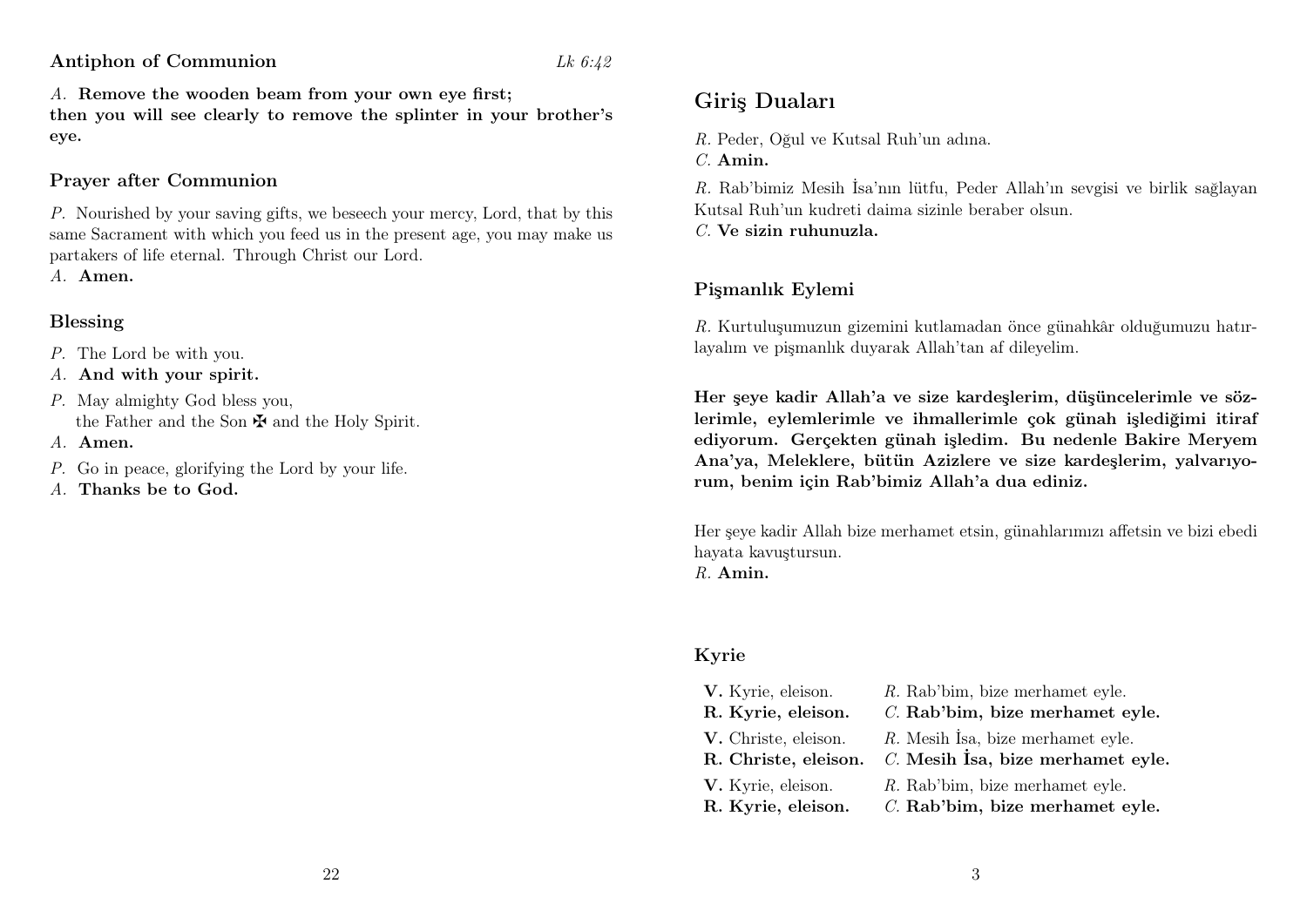### Antiphon of Communion

*Lk 6:42*

*A.* **Remove the wooden beam from your own eye first; then you will see clearly to remove the splinter in your brother's eye.**

### Prayer after Communion

*P.* Nourished by your saving gifts, we beseech your mercy, Lord, that by this same Sacrament with which you feed us in the present age, you may make us partakers of life eternal. Through Christ our Lord.
*A.* **Amen.**

### Blessing

*P.* The Lord be with you.
*A.* **And with your spirit.**
*P.* May almighty God bless you, the Father and the Son ✠ and the Holy Spirit.
*A.* **Amen.**
*P.* Go in peace, glorifying the Lord by your life.
*A.* **Thanks be to God.**

## Giriş Duaları

*R.* Peder, Oğul ve Kutsal Ruh'un adına.
*C.* **Amin.**

*R.* Rab'bimiz Mesih İsa'nın lütfu, Peder Allah'ın sevgisi ve birlik sağlayan Kutsal Ruh'un kudreti daima sizinle beraber olsun.
*C.* **Ve sizin ruhunuzla.**

### Pişmanlık Eylemi

*R.* Kurtuluşumuzun gizemini kutlamadan önce günahkâr olduğumuzu hatırlayalım ve pişmanlık duyarak Allah'tan af dileyelim.

**Her şeye kadir Allah'a ve size kardeşlerim, düşüncelerimle ve sözlerimle, eylemlerimle ve ihmallerimle çok günah işlediğimi itiraf ediyorum. Gerçekten günah işledim. Bu nedenle Bakire Meryem Ana'ya, Meleklere, bütün Azizlere ve size kardeşlerim, yalvarıyorum, benim için Rab'bimiz Allah'a dua ediniz.**

Her şeye kadir Allah bize merhamet etsin, günahlarımızı affetsin ve bizi ebedi hayata kavuştursun.
*R.* **Amin.**

### Kyrie

| | |
|---|---|
| **V.** Kyrie, eleison. | *R.* Rab'bim, bize merhamet eyle. |
| **R. Kyrie, eleison.** | *C.* **Rab'bim, bize merhamet eyle.** |
| **V.** Christe, eleison. | *R.* Mesih İsa, bize merhamet eyle. |
| **R. Christe, eleison.** | *C.* **Mesih İsa, bize merhamet eyle.** |
| **V.** Kyrie, eleison. | *R.* Rab'bim, bize merhamet eyle. |
| **R. Kyrie, eleison.** | *C.* **Rab'bim, bize merhamet eyle.** |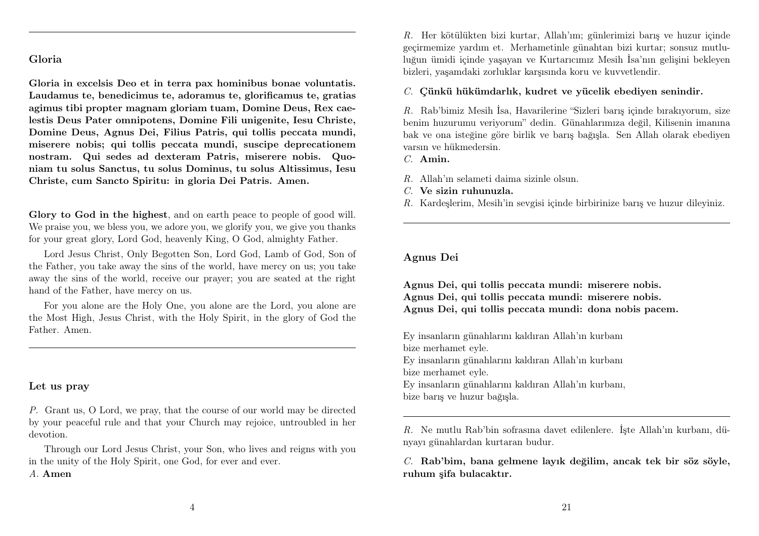## Gloria

**Gloria in excelsis Deo et in terra pax hominibus bonae voluntatis. Laudamus te, benedicimus te, adoramus te, glorificamus te, gratias agimus tibi propter magnam gloriam tuam, Domine Deus, Rex caelestis Deus Pater omnipotens, Domine Fili unigenite, Iesu Christe, Domine Deus, Agnus Dei, Filius Patris, qui tollis peccata mundi, miserere nobis; qui tollis peccata mundi, suscipe deprecationem nostram. Qui sedes ad dexteram Patris, miserere nobis. Quoniam tu solus Sanctus, tu solus Dominus, tu solus Altissimus, Iesu Christe, cum Sancto Spiritu: in gloria Dei Patris. Amen.**

**Glory to God in the highest**, and on earth peace to people of good will. We praise you, we bless you, we adore you, we glorify you, we give you thanks for your great glory, Lord God, heavenly King, O God, almighty Father.

Lord Jesus Christ, Only Begotten Son, Lord God, Lamb of God, Son of the Father, you take away the sins of the world, have mercy on us; you take away the sins of the world, receive our prayer; you are seated at the right hand of the Father, have mercy on us.

For you alone are the Holy One, you alone are the Lord, you alone are the Most High, Jesus Christ, with the Holy Spirit, in the glory of God the Father. Amen.

---

## Let us pray

*P.* Grant us, O Lord, we pray, that the course of our world may be directed by your peaceful rule and that your Church may rejoice, untroubled in her devotion.

Through our Lord Jesus Christ, your Son, who lives and reigns with you in the unity of the Holy Spirit, one God, for ever and ever.
*A.* **Amen**

*R.* Her kötülükten bizi kurtar, Allah'ım; günlerimizi barış ve huzur içinde geçirmemize yardım et. Merhametinle günahtan bizi kurtar; sonsuz mutluluğun ümidi içinde yaşayan ve Kurtarıcımız Mesih İsa'nın gelişini bekleyen bizleri, yaşamdaki zorluklar karşısında koru ve kuvvetlendir.

*C.* **Çünkü hükümdarlık, kudret ve yücelik ebediyen senindir.**

*R.* Rab'bimiz Mesih İsa, Havarilerine "Sizleri barış içinde bırakıyorum, size benim huzurumu veriyorum" dedin. Günahlarımıza değil, Kilisenin imanına bak ve ona isteğine göre birlik ve barış bağışla. Sen Allah olarak ebediyen varsın ve hükmedersin.
*C.* **Amin.**

*R.* Allah'ın selameti daima sizinle olsun.
*C.* **Ve sizin ruhunuzla.**
*R.* Kardeşlerim, Mesih'in sevgisi içinde birbirinize barış ve huzur dileyiniz.

---

## Agnus Dei

**Agnus Dei, qui tollis peccata mundi: miserere nobis.**
**Agnus Dei, qui tollis peccata mundi: miserere nobis.**
**Agnus Dei, qui tollis peccata mundi: dona nobis pacem.**

Ey insanların günahlarını kaldıran Allah'ın kurbanı
bize merhamet eyle.
Ey insanların günahlarını kaldıran Allah'ın kurbanı
bize merhamet eyle.
Ey insanların günahlarını kaldıran Allah'ın kurbanı,
bize barış ve huzur bağışla.

---

*R.* Ne mutlu Rab'bin sofrasına davet edilenlere. İşte Allah'ın kurbanı, dünyayı günahlardan kurtaran budur.

*C.* **Rab'bim, bana gelmene layık değilim, ancak tek bir söz söyle, ruhum şifa bulacaktır.**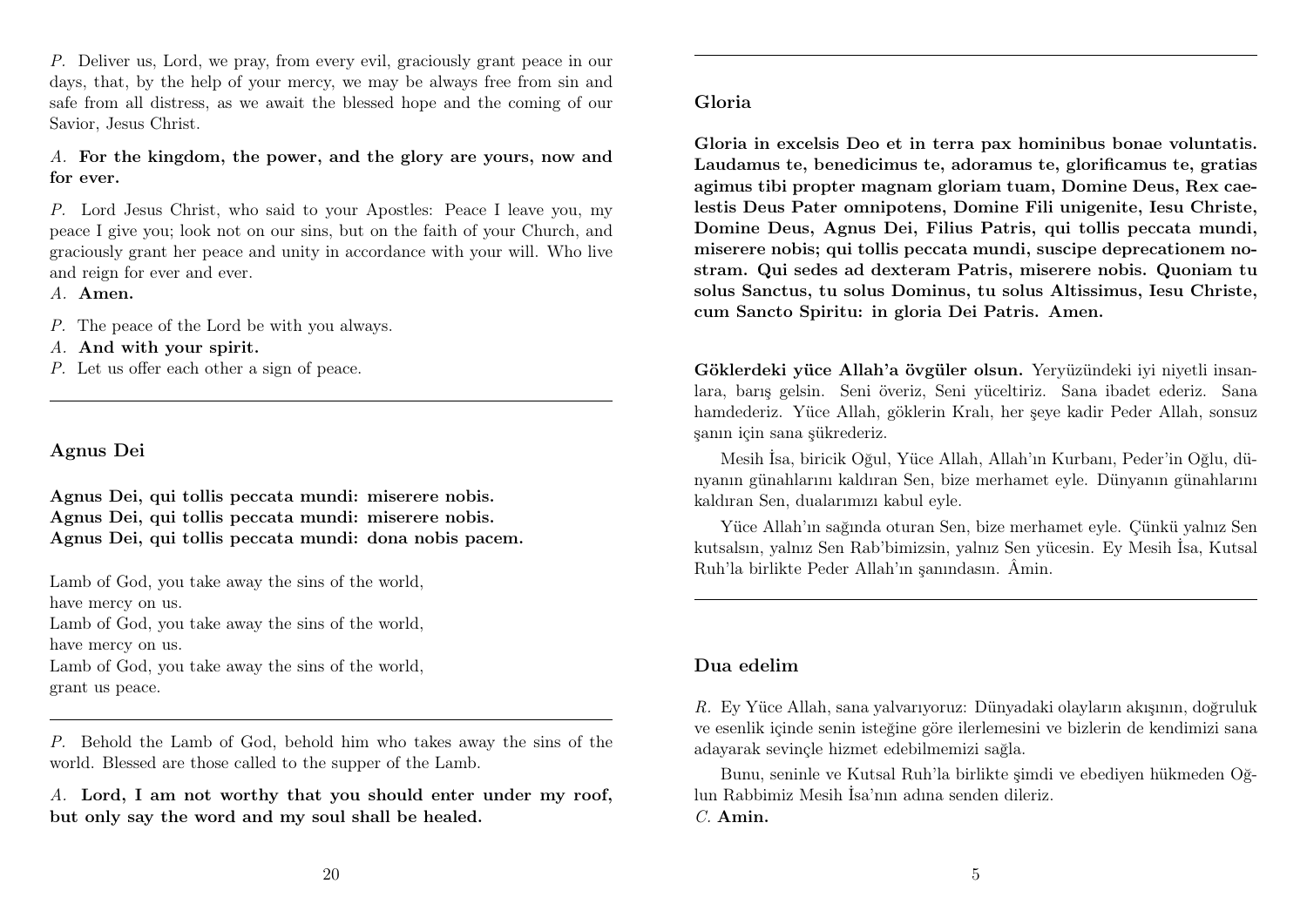*P.* Deliver us, Lord, we pray, from every evil, graciously grant peace in our days, that, by the help of your mercy, we may be always free from sin and safe from all distress, as we await the blessed hope and the coming of our Savior, Jesus Christ.

*A.* **For the kingdom, the power, and the glory are yours, now and for ever.**

*P.* Lord Jesus Christ, who said to your Apostles: Peace I leave you, my peace I give you; look not on our sins, but on the faith of your Church, and graciously grant her peace and unity in accordance with your will. Who live and reign for ever and ever.
*A.* **Amen.**

*P.* The peace of the Lord be with you always.
*A.* **And with your spirit.**
*P.* Let us offer each other a sign of peace.

---

### Agnus Dei

**Agnus Dei, qui tollis peccata mundi: miserere nobis.**
**Agnus Dei, qui tollis peccata mundi: miserere nobis.**
**Agnus Dei, qui tollis peccata mundi: dona nobis pacem.**

Lamb of God, you take away the sins of the world,
have mercy on us.
Lamb of God, you take away the sins of the world,
have mercy on us.
Lamb of God, you take away the sins of the world,
grant us peace.

---

*P.* Behold the Lamb of God, behold him who takes away the sins of the world. Blessed are those called to the supper of the Lamb.

*A.* **Lord, I am not worthy that you should enter under my roof, but only say the word and my soul shall be healed.**

---

### Gloria

**Gloria in excelsis Deo et in terra pax hominibus bonae voluntatis. Laudamus te, benedicimus te, adoramus te, glorificamus te, gratias agimus tibi propter magnam gloriam tuam, Domine Deus, Rex caelestis Deus Pater omnipotens, Domine Fili unigenite, Iesu Christe, Domine Deus, Agnus Dei, Filius Patris, qui tollis peccata mundi, miserere nobis; qui tollis peccata mundi, suscipe deprecationem nostram. Qui sedes ad dexteram Patris, miserere nobis. Quoniam tu solus Sanctus, tu solus Dominus, tu solus Altissimus, Iesu Christe, cum Sancto Spiritu: in gloria Dei Patris. Amen.**

**Göklerdeki yüce Allah'a övgüler olsun.** Yeryüzündeki iyi niyetli insanlara, barış gelsin. Seni överiz, Seni yüceltiriz. Sana ibadet ederiz. Sana hamdederiz. Yüce Allah, göklerin Kralı, her şeye kadir Peder Allah, sonsuz şanın için sana şükrederiz.

Mesih İsa, biricik Oğul, Yüce Allah, Allah'ın Kurbanı, Peder'in Oğlu, dünyanın günahlarını kaldıran Sen, bize merhamet eyle. Dünyanın günahlarını kaldıran Sen, dualarımızı kabul eyle.

Yüce Allah'ın sağında oturan Sen, bize merhamet eyle. Çünkü yalnız Sen kutsalsın, yalnız Sen Rab'bimizsin, yalnız Sen yücesin. Ey Mesih İsa, Kutsal Ruh'la birlikte Peder Allah'ın şanındasın. Âmin.

---

### Dua edelim

*R.* Ey Yüce Allah, sana yalvarıyoruz: Dünyadaki olayların akışının, doğruluk ve esenlik içinde senin isteğine göre ilerlemesini ve bizlerin de kendimizi sana adayarak sevinçle hizmet edebilmemizi sağla.

Bunu, seninle ve Kutsal Ruh'la birlikte şimdi ve ebediyen hükmeden Oğlun Rabbimiz Mesih İsa'nın adına senden dileriz.
*C.* **Amin.**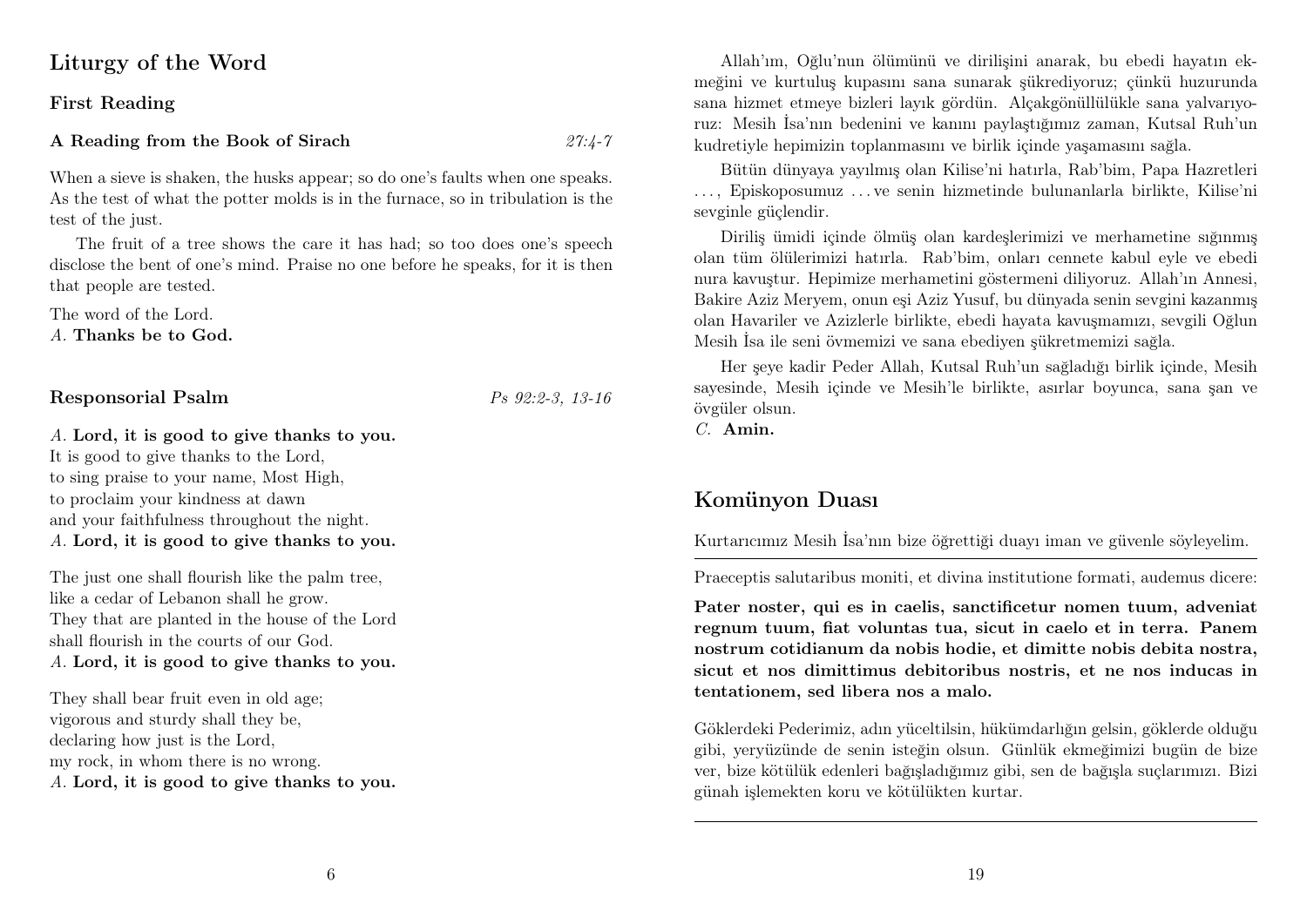## Liturgy of the Word

### First Reading

**A Reading from the Book of Sirach** *27:4-7*

When a sieve is shaken, the husks appear; so do one's faults when one speaks. As the test of what the potter molds is in the furnace, so in tribulation is the test of the just.

The fruit of a tree shows the care it has had; so too does one's speech disclose the bent of one's mind. Praise no one before he speaks, for it is then that people are tested.

The word of the Lord.
*A.* **Thanks be to God.**

### Responsorial Psalm *Ps 92:2-3, 13-16*

*A.* **Lord, it is good to give thanks to you.**
It is good to give thanks to the Lord,
to sing praise to your name, Most High,
to proclaim your kindness at dawn
and your faithfulness throughout the night.
*A.* **Lord, it is good to give thanks to you.**

The just one shall flourish like the palm tree,
like a cedar of Lebanon shall he grow.
They that are planted in the house of the Lord
shall flourish in the courts of our God.
*A.* **Lord, it is good to give thanks to you.**

They shall bear fruit even in old age;
vigorous and sturdy shall they be,
declaring how just is the Lord,
my rock, in whom there is no wrong.
*A.* **Lord, it is good to give thanks to you.**

Allah'ım, Oğlu'nun ölümünü ve dirilişini anarak, bu ebedi hayatın ekmeğini ve kurtuluş kupasını sana sunarak şükrediyoruz; çünkü huzurunda sana hizmet etmeye bizleri layık gördün. Alçakgönüllülükle sana yalvarıyoruz: Mesih İsa'nın bedenini ve kanını paylaştığımız zaman, Kutsal Ruh'un kudretiyle hepimizin toplanmasını ve birlik içinde yaşamasını sağla.

Bütün dünyaya yayılmış olan Kilise'ni hatırla, Rab'bim, Papa Hazretleri …, Episkoposumuz … ve senin hizmetinde bulunanlarla birlikte, Kilise'ni sevginle güçlendir.

Diriliş ümidi içinde ölmüş olan kardeşlerimizi ve merhametine sığınmış olan tüm ölülerimizi hatırla. Rab'bim, onları cennete kabul eyle ve ebedi nura kavuştur. Hepimize merhametini göstermeni diliyoruz. Allah'ın Annesi, Bakire Aziz Meryem, onun eşi Aziz Yusuf, bu dünyada senin sevgini kazanmış olan Havariler ve Azizlerle birlikte, ebedi hayata kavuşmamızı, sevgili Oğlun Mesih İsa ile seni övmemizi ve sana ebediyen şükretmemizi sağla.

Her şeye kadir Peder Allah, Kutsal Ruh'un sağladığı birlik içinde, Mesih sayesinde, Mesih içinde ve Mesih'le birlikte, asırlar boyunca, sana şan ve övgüler olsun.
*C.* **Amin.**

## Komünyon Duası

Kurtarıcımız Mesih İsa'nın bize öğrettiği duayı iman ve güvenle söyleyelim.

---

Praeceptis salutaribus moniti, et divina institutione formati, audemus dicere:

**Pater noster, qui es in caelis, sanctificetur nomen tuum, adveniat regnum tuum, fiat voluntas tua, sicut in caelo et in terra. Panem nostrum cotidianum da nobis hodie, et dimitte nobis debita nostra, sicut et nos dimittimus debitoribus nostris, et ne nos inducas in tentationem, sed libera nos a malo.**

Göklerdeki Pederimiz, adın yüceltilsin, hükümdarlığın gelsin, göklerde olduğu gibi, yeryüzünde de senin isteğin olsun. Günlük ekmeğimizi bugün de bize ver, bize kötülük edenleri bağışladığımız gibi, sen de bağışla suçlarımızı. Bizi günah işlemekten koru ve kötülükten kurtar.

---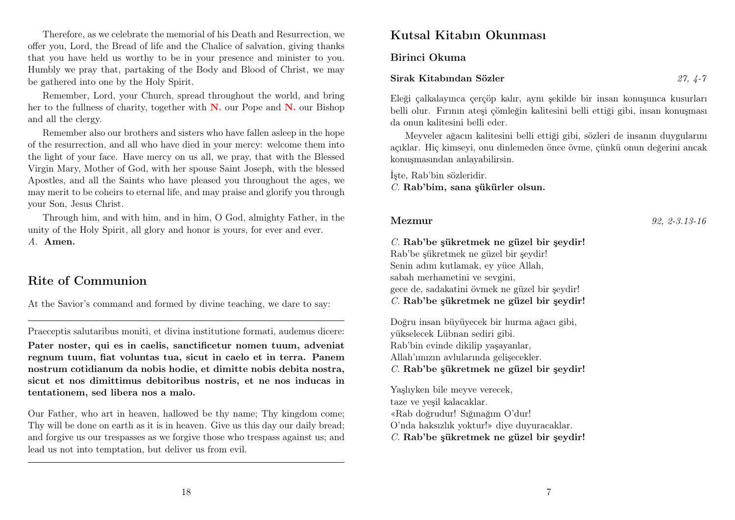Therefore, as we celebrate the memorial of his Death and Resurrection, we offer you, Lord, the Bread of life and the Chalice of salvation, giving thanks that you have held us worthy to be in your presence and minister to you. Humbly we pray that, partaking of the Body and Blood of Christ, we may be gathered into one by the Holy Spirit.

Remember, Lord, your Church, spread throughout the world, and bring her to the fullness of charity, together with **N.** our Pope and **N.** our Bishop and all the clergy.

Remember also our brothers and sisters who have fallen asleep in the hope of the resurrection, and all who have died in your mercy: welcome them into the light of your face. Have mercy on us all, we pray, that with the Blessed Virgin Mary, Mother of God, with her spouse Saint Joseph, with the blessed Apostles, and all the Saints who have pleased you throughout the ages, we may merit to be coheirs to eternal life, and may praise and glorify you through your Son, Jesus Christ.

Through him, and with him, and in him, O God, almighty Father, in the unity of the Holy Spirit, all glory and honor is yours, for ever and ever.
*A.* **Amen.**

## Rite of Communion

At the Savior's command and formed by divine teaching, we dare to say:

---

Praeceptis salutaribus moniti, et divina institutione formati, audemus dicere:

**Pater noster, qui es in caelis, sanctificetur nomen tuum, adveniat regnum tuum, fiat voluntas tua, sicut in caelo et in terra. Panem nostrum cotidianum da nobis hodie, et dimitte nobis debita nostra, sicut et nos dimittimus debitoribus nostris, et ne nos inducas in tentationem, sed libera nos a malo.**

Our Father, who art in heaven, hallowed be thy name; Thy kingdom come; Thy will be done on earth as it is in heaven. Give us this day our daily bread; and forgive us our trespasses as we forgive those who trespass against us; and lead us not into temptation, but deliver us from evil.

---

## Kutsal Kitabın Okunması

### Birinci Okuma

**Sirak Kitabından Sözler** *27, 4-7*

Eleği çalkalayınca çerçöp kalır, aynı şekilde bir insan konuşunca kusurları belli olur. Fırının ateşi çömleğin kalitesini belli ettiği gibi, insan konuşması da onun kalitesini belli eder.

Meyveler ağacın kalitesini belli ettiği gibi, sözleri de insanın duygularını açıklar. Hiç kimseyi, onu dinlemeden önce övme, çünkü onun değerini ancak konuşmasından anlayabilirsin.

İşte, Rab'bin sözleridir.
*C.* **Rab'bim, sana şükürler olsun.**

### Mezmur *92, 2-3.13-16*

*C.* **Rab'be şükretmek ne güzel bir şeydir!**
Rab'be şükretmek ne güzel bir şeydir!
Senin adını kutlamak, ey yüce Allah,
sabah merhametini ve sevgini,
gece de, sadakatini övmek ne güzel bir şeydir!
*C.* **Rab'be şükretmek ne güzel bir şeydir!**

Doğru insan büyüyecek bir hurma ağacı gibi,
yükselecek Lübnan sediri gibi.
Rab'bin evinde dikilip yaşayanlar,
Allah'ımızın avlularında gelişecekler.
*C.* **Rab'be şükretmek ne güzel bir şeydir!**

Yaşlıyken bile meyve verecek,
taze ve yeşil kalacaklar.
«Rab doğrudur! Sığınağım O'dur!
O'nda haksızlık yoktur!» diye duyuracaklar.
*C.* **Rab'be şükretmek ne güzel bir şeydir!**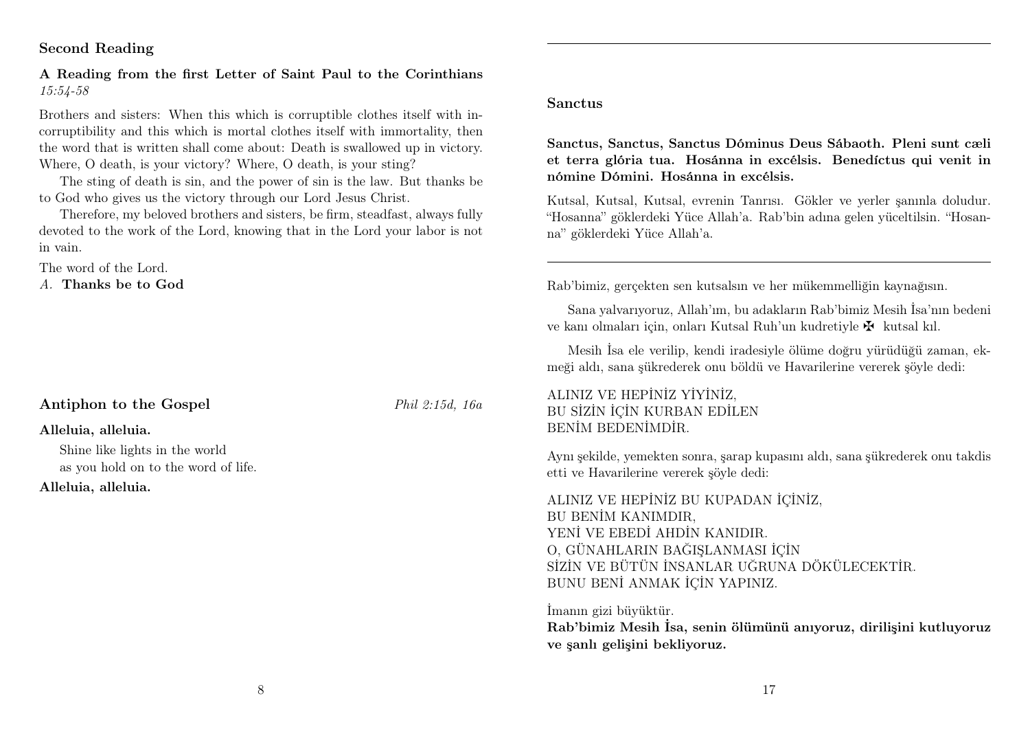## Second Reading

**A Reading from the first Letter of Saint Paul to the Corinthians**
*15:54-58*

Brothers and sisters: When this which is corruptible clothes itself with incorruptibility and this which is mortal clothes itself with immortality, then the word that is written shall come about: Death is swallowed up in victory. Where, O death, is your victory? Where, O death, is your sting?

The sting of death is sin, and the power of sin is the law. But thanks be to God who gives us the victory through our Lord Jesus Christ.

Therefore, my beloved brothers and sisters, be firm, steadfast, always fully devoted to the work of the Lord, knowing that in the Lord your labor is not in vain.

The word of the Lord.
*A.* **Thanks be to God**

## Antiphon to the Gospel

*Phil 2:15d, 16a*

**Alleluia, alleluia.**

Shine like lights in the world
as you hold on to the word of life.

**Alleluia, alleluia.**

---

## Sanctus

**Sanctus, Sanctus, Sanctus Dóminus Deus Sábaoth. Pleni sunt cæli et terra glória tua. Hosánna in excélsis. Benedíctus qui venit in nómine Dómini. Hosánna in excélsis.**

Kutsal, Kutsal, Kutsal, evrenin Tanrısı. Gökler ve yerler şanınla doludur. "Hosanna" göklerdeki Yüce Allah'a. Rab'bin adına gelen yüceltilsin. "Hosanna" göklerdeki Yüce Allah'a.

---

Rab'bimiz, gerçekten sen kutsalsın ve her mükemmelliğin kaynağısın.

Sana yalvarıyoruz, Allah'ım, bu adakların Rab'bimiz Mesih İsa'nın bedeni ve kanı olmaları için, onları Kutsal Ruh'un kudretiyle ✠ kutsal kıl.

Mesih İsa ele verilip, kendi iradesiyle ölüme doğru yürüdüğü zaman, ekmeği aldı, sana şükrederek onu böldü ve Havarilerine vererek şöyle dedi:

ALINIZ VE HEPİNİZ YİYİNİZ,
BU SİZİN İÇİN KURBAN EDİLEN
BENİM BEDENİMDİR.

Aynı şekilde, yemekten sonra, şarap kupasını aldı, sana şükrederek onu takdis etti ve Havarilerine vererek şöyle dedi:

ALINIZ VE HEPİNİZ BU KUPADAN İÇİNİZ,
BU BENİM KANIMDIR,
YENİ VE EBEDİ AHDİN KANIDIR.
O, GÜNAHLARIN BAĞIŞLANMASI İÇİN
SİZİN VE BÜTÜN İNSANLAR UĞRUNA DÖKÜLECEKTİR.
BUNU BENİ ANMAK İÇİN YAPINIZ.

İmanın gizi büyüktür.
**Rab'bimiz Mesih İsa, senin ölümünü anıyoruz, dirilişini kutluyoruz ve şanlı gelişini bekliyoruz.**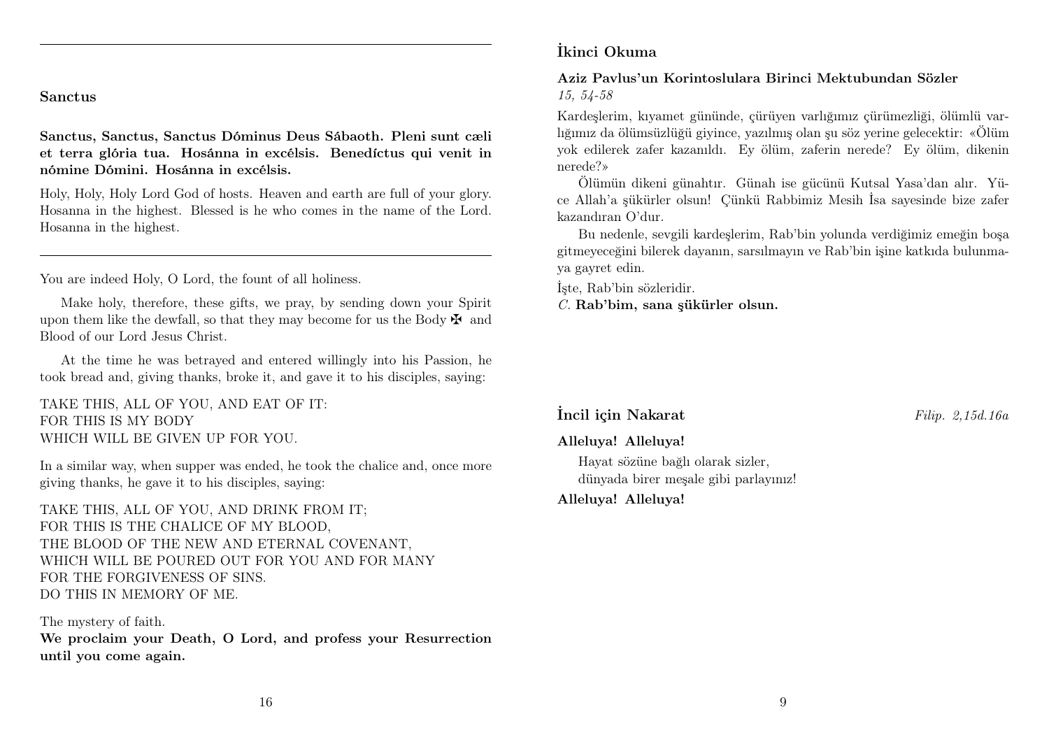### Sanctus

**Sanctus, Sanctus, Sanctus Dóminus Deus Sábaoth. Pleni sunt cæli et terra glória tua. Hosánna in excélsis. Benedíctus qui venit in nómine Dómini. Hosánna in excélsis.**

Holy, Holy, Holy Lord God of hosts. Heaven and earth are full of your glory. Hosanna in the highest. Blessed is he who comes in the name of the Lord. Hosanna in the highest.

---

You are indeed Holy, O Lord, the fount of all holiness.

Make holy, therefore, these gifts, we pray, by sending down your Spirit upon them like the dewfall, so that they may become for us the Body ✠ and Blood of our Lord Jesus Christ.

At the time he was betrayed and entered willingly into his Passion, he took bread and, giving thanks, broke it, and gave it to his disciples, saying:

TAKE THIS, ALL OF YOU, AND EAT OF IT:
FOR THIS IS MY BODY
WHICH WILL BE GIVEN UP FOR YOU.

In a similar way, when supper was ended, he took the chalice and, once more giving thanks, he gave it to his disciples, saying:

TAKE THIS, ALL OF YOU, AND DRINK FROM IT;
FOR THIS IS THE CHALICE OF MY BLOOD,
THE BLOOD OF THE NEW AND ETERNAL COVENANT,
WHICH WILL BE POURED OUT FOR YOU AND FOR MANY
FOR THE FORGIVENESS OF SINS.
DO THIS IN MEMORY OF ME.

The mystery of faith.
**We proclaim your Death, O Lord, and profess your Resurrection until you come again.**

## İkinci Okuma

**Aziz Pavlus'un Korintoslulara Birinci Mektubundan Sözler**
*15, 54-58*

Kardeşlerim, kıyamet gününde, çürüyen varlığımız çürümezliği, ölümlü varlığımız da ölümsüzlüğü giyince, yazılmış olan şu söz yerine gelecektir: «Ölüm yok edilerek zafer kazanıldı. Ey ölüm, zaferin nerede? Ey ölüm, dikenin nerede?»

Ölümün dikeni günahtır. Günah ise gücünü Kutsal Yasa'dan alır. Yüce Allah'a şükürler olsun! Çünkü Rabbimiz Mesih İsa sayesinde bize zafer kazandıran O'dur.

Bu nedenle, sevgili kardeşlerim, Rab'bin yolunda verdiğimiz emeğin boşa gitmeyeceğini bilerek dayanın, sarsılmayın ve Rab'bin işine katkıda bulunmaya gayret edin.

İşte, Rab'bin sözleridir.
*C.* **Rab'bim, sana şükürler olsun.**

## İncil için Nakarat

*Filip. 2,15d.16a*

**Alleluya! Alleluya!**

Hayat sözüne bağlı olarak sizler,
dünyada birer meşale gibi parlayınız!

**Alleluya! Alleluya!**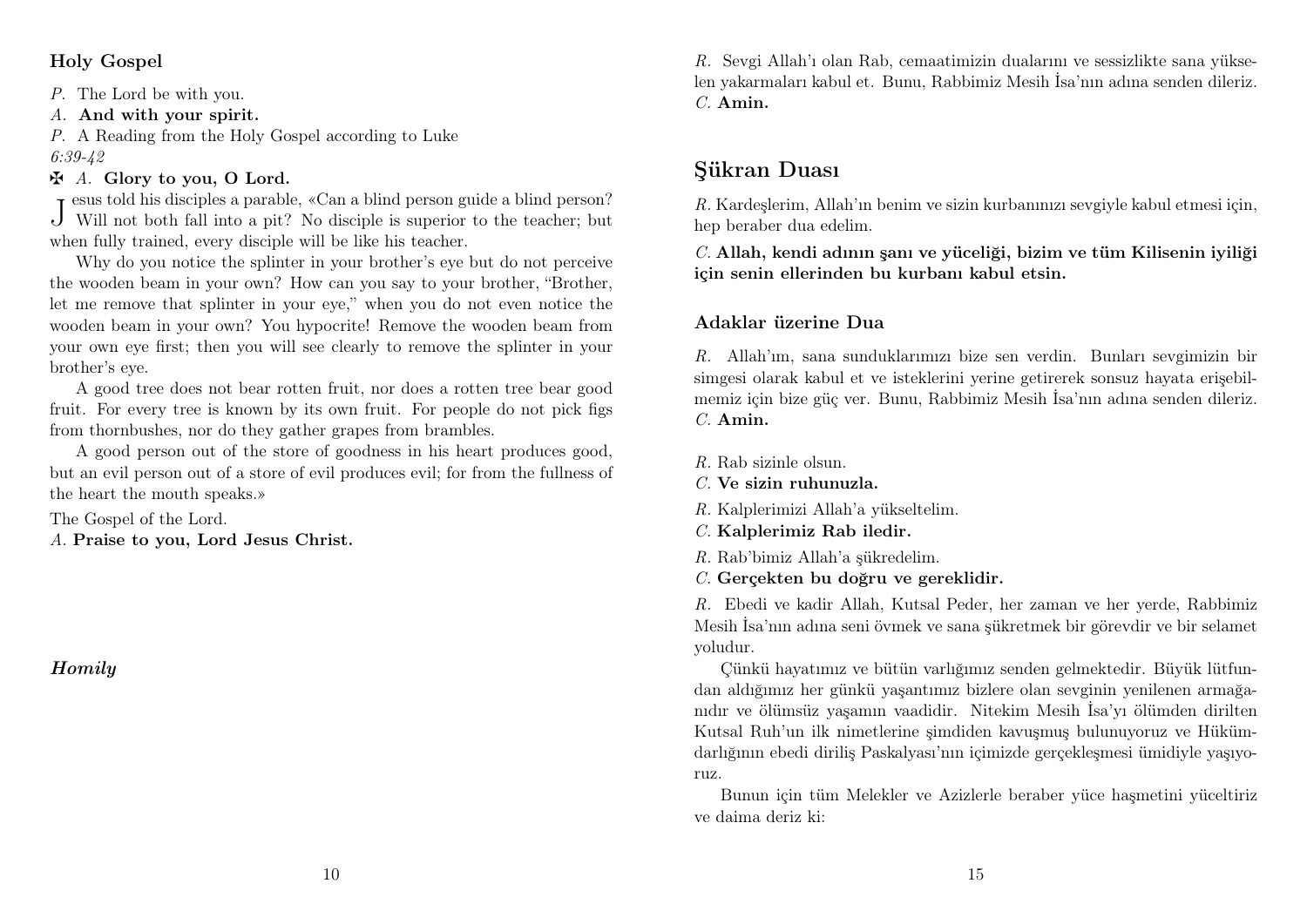### Holy Gospel

*P.* The Lord be with you.

*A.* **And with your spirit.**

*P.* A Reading from the Holy Gospel according to Luke
*6:39-42*

✠ *A.* **Glory to you, O Lord.**

Jesus told his disciples a parable, «Can a blind person guide a blind person? Will not both fall into a pit? No disciple is superior to the teacher; but when fully trained, every disciple will be like his teacher.

Why do you notice the splinter in your brother's eye but do not perceive the wooden beam in your own? How can you say to your brother, "Brother, let me remove that splinter in your eye," when you do not even notice the wooden beam in your own? You hypocrite! Remove the wooden beam from your own eye first; then you will see clearly to remove the splinter in your brother's eye.

A good tree does not bear rotten fruit, nor does a rotten tree bear good fruit. For every tree is known by its own fruit. For people do not pick figs from thornbushes, nor do they gather grapes from brambles.

A good person out of the store of goodness in his heart produces good, but an evil person out of a store of evil produces evil; for from the fullness of the heart the mouth speaks.»

The Gospel of the Lord.

*A.* **Praise to you, Lord Jesus Christ.**

***Homily***

*R.* Sevgi Allah'ı olan Rab, cemaatimizin dualarını ve sessizlikte sana yükselen yakarmaları kabul et. Bunu, Rabbimiz Mesih İsa'nın adına senden dileriz.

*C.* **Amin.**

## Şükran Duası

*R.* Kardeşlerim, Allah'ın benim ve sizin kurbanınızı sevgiyle kabul etmesi için, hep beraber dua edelim.

*C.* **Allah, kendi adının şanı ve yüceliği, bizim ve tüm Kilisenin iyiliği için senin ellerinden bu kurbanı kabul etsin.**

### Adaklar üzerine Dua

*R.* Allah'ım, sana sunduklarımızı bize sen verdin. Bunları sevgimizin bir simgesi olarak kabul et ve isteklerini yerine getirerek sonsuz hayata erişebilmemiz için bize güç ver. Bunu, Rabbimiz Mesih İsa'nın adına senden dileriz.

*C.* **Amin.**

*R.* Rab sizinle olsun.

*C.* **Ve sizin ruhunuzla.**

*R.* Kalplerimizi Allah'a yükseltelim.

*C.* **Kalplerimiz Rab iledir.**

*R.* Rab'bimiz Allah'a şükredelim.

*C.* **Gerçekten bu doğru ve gereklidir.**

*R.* Ebedi ve kadir Allah, Kutsal Peder, her zaman ve her yerde, Rabbimiz Mesih İsa'nın adına seni övmek ve sana şükretmek bir görevdir ve bir selamet yoludur.

Çünkü hayatımız ve bütün varlığımız senden gelmektedir. Büyük lütfundan aldığımız her günkü yaşantımız bizlere olan sevginin yenilenen armağanıdır ve ölümsüz yaşamın vaadidir. Nitekim Mesih İsa'yı ölümden dirilten Kutsal Ruh'un ilk nimetlerine şimdiden kavuşmuş bulunuyoruz ve Hükümdarlığının ebedi diriliş Paskalyası'nın içimizde gerçekleşmesi ümidiyle yaşıyoruz.

Bunun için tüm Melekler ve Azizlerle beraber yüce haşmetini yüceltiriz ve daima deriz ki: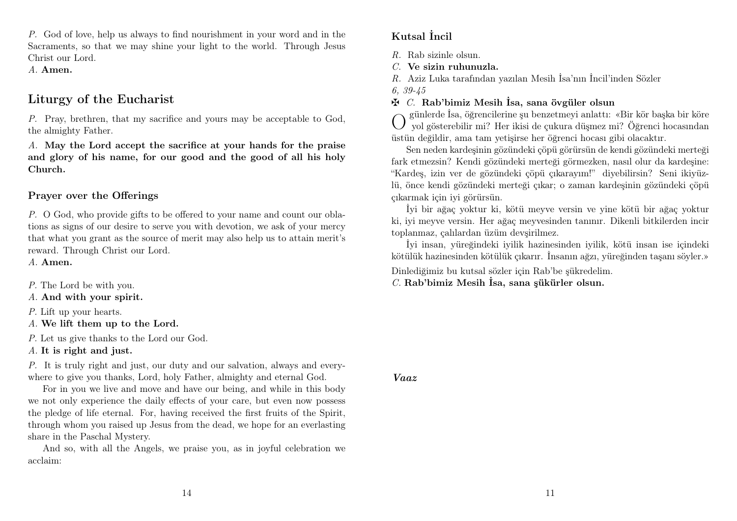*P.* God of love, help us always to find nourishment in your word and in the Sacraments, so that we may shine your light to the world. Through Jesus Christ our Lord.
*A.* **Amen.**

## Liturgy of the Eucharist

*P.* Pray, brethren, that my sacrifice and yours may be acceptable to God, the almighty Father.

*A.* **May the Lord accept the sacrifice at your hands for the praise and glory of his name, for our good and the good of all his holy Church.**

### Prayer over the Offerings

*P.* O God, who provide gifts to be offered to your name and count our oblations as signs of our desire to serve you with devotion, we ask of your mercy that what you grant as the source of merit may also help us to attain merit's reward. Through Christ our Lord.
*A.* **Amen.**

*P.* The Lord be with you.
*A.* **And with your spirit.**

*P.* Lift up your hearts.
*A.* **We lift them up to the Lord.**

*P.* Let us give thanks to the Lord our God.
*A.* **It is right and just.**

*P.* It is truly right and just, our duty and our salvation, always and everywhere to give you thanks, Lord, holy Father, almighty and eternal God.

For in you we live and move and have our being, and while in this body we not only experience the daily effects of your care, but even now possess the pledge of life eternal. For, having received the first fruits of the Spirit, through whom you raised up Jesus from the dead, we hope for an everlasting share in the Paschal Mystery.

And so, with all the Angels, we praise you, as in joyful celebration we acclaim:

### Kutsal İncil

*R.* Rab sizinle olsun.
*C.* **Ve sizin ruhunuzla.**
*R.* Aziz Luka tarafından yazılan Mesih İsa'nın İncil'inden Sözler
*6, 39-45*
✠ *C.* **Rab'bimiz Mesih İsa, sana övgüler olsun**

O günlerde İsa, öğrencilerine şu benzetmeyi anlattı: «Bir kör başka bir köre yol gösterebilir mi? Her ikisi de çukura düşmez mi? Öğrenci hocasından üstün değildir, ama tam yetişirse her öğrenci hocası gibi olacaktır.

Sen neden kardeşinin gözündeki çöpü görürsün de kendi gözündeki merteği fark etmezsin? Kendi gözündeki merteği görmezken, nasıl olur da kardeşine: "Kardeş, izin ver de gözündeki çöpü çıkarayım!" diyebilirsin? Seni ikiyüzlü, önce kendi gözündeki merteği çıkar; o zaman kardeşinin gözündeki çöpü çıkarmak için iyi görürsün.

İyi bir ağaç yoktur ki, kötü meyve versin ve yine kötü bir ağaç yoktur ki, iyi meyve versin. Her ağaç meyvesinden tanınır. Dikenli bitkilerden incir toplanmaz, çalılardan üzüm devşirilmez.

İyi insan, yüreğindeki iyilik hazinesinden iyilik, kötü insan ise içindeki kötülük hazinesinden kötülük çıkarır. İnsanın ağzı, yüreğinden taşanı söyler.»

Dinlediğimiz bu kutsal sözler için Rab'be şükredelim.
*C.* **Rab'bimiz Mesih İsa, sana şükürler olsun.**

***Vaaz***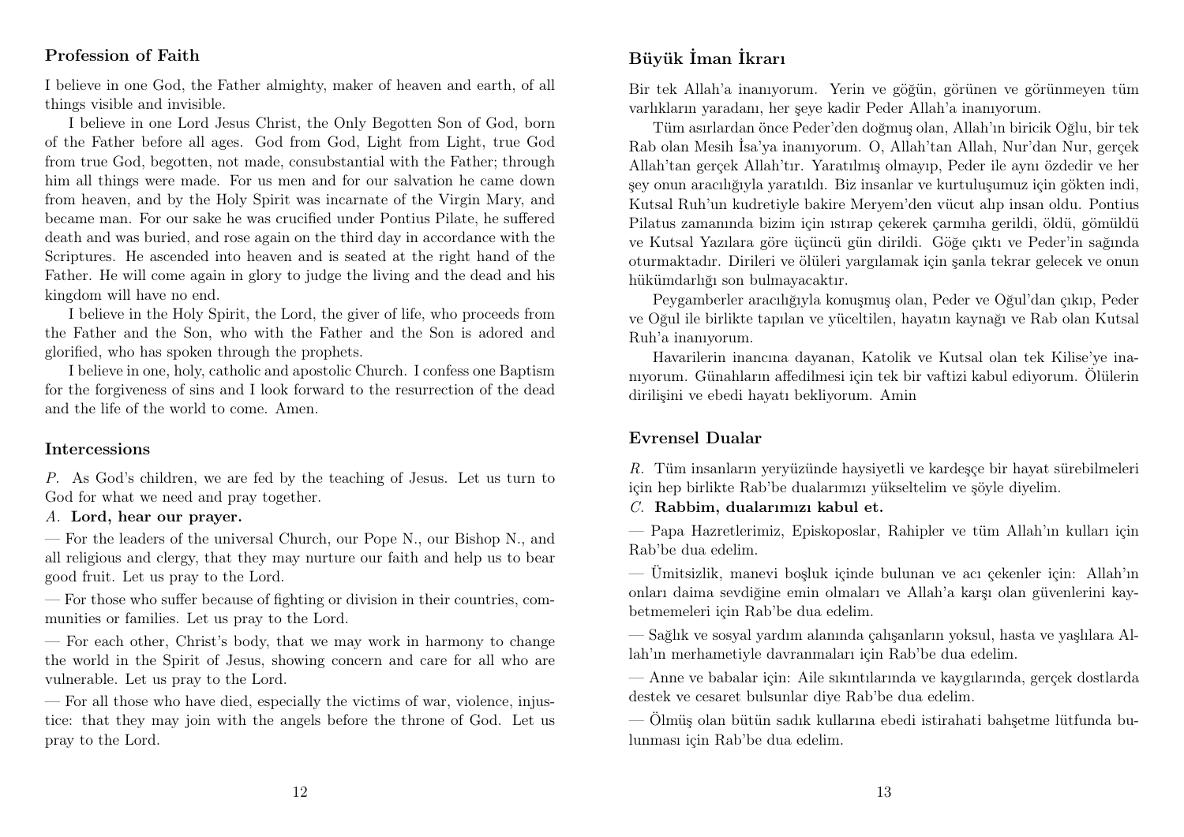## Profession of Faith

I believe in one God, the Father almighty, maker of heaven and earth, of all things visible and invisible.

I believe in one Lord Jesus Christ, the Only Begotten Son of God, born of the Father before all ages. God from God, Light from Light, true God from true God, begotten, not made, consubstantial with the Father; through him all things were made. For us men and for our salvation he came down from heaven, and by the Holy Spirit was incarnate of the Virgin Mary, and became man. For our sake he was crucified under Pontius Pilate, he suffered death and was buried, and rose again on the third day in accordance with the Scriptures. He ascended into heaven and is seated at the right hand of the Father. He will come again in glory to judge the living and the dead and his kingdom will have no end.

I believe in the Holy Spirit, the Lord, the giver of life, who proceeds from the Father and the Son, who with the Father and the Son is adored and glorified, who has spoken through the prophets.

I believe in one, holy, catholic and apostolic Church. I confess one Baptism for the forgiveness of sins and I look forward to the resurrection of the dead and the life of the world to come. Amen.

## Intercessions

*P.* As God's children, we are fed by the teaching of Jesus. Let us turn to God for what we need and pray together.

*A.* **Lord, hear our prayer.**

— For the leaders of the universal Church, our Pope N., our Bishop N., and all religious and clergy, that they may nurture our faith and help us to bear good fruit. Let us pray to the Lord.

— For those who suffer because of fighting or division in their countries, communities or families. Let us pray to the Lord.

— For each other, Christ's body, that we may work in harmony to change the world in the Spirit of Jesus, showing concern and care for all who are vulnerable. Let us pray to the Lord.

— For all those who have died, especially the victims of war, violence, injustice: that they may join with the angels before the throne of God. Let us pray to the Lord.

## Büyük İman İkrarı

Bir tek Allah'a inanıyorum. Yerin ve göğün, görünen ve görünmeyen tüm varlıkların yaradanı, her şeye kadir Peder Allah'a inanıyorum.

Tüm asırlardan önce Peder'den doğmuş olan, Allah'ın biricik Oğlu, bir tek Rab olan Mesih İsa'ya inanıyorum. O, Allah'tan Allah, Nur'dan Nur, gerçek Allah'tan gerçek Allah'tır. Yaratılmış olmayıp, Peder ile aynı özdedir ve her şey onun aracılığıyla yaratıldı. Biz insanlar ve kurtuluşumuz için gökten indi, Kutsal Ruh'un kudretiyle bakire Meryem'den vücut alıp insan oldu. Pontius Pilatus zamanında bizim için ıstırap çekerek çarmıha gerildi, öldü, gömüldü ve Kutsal Yazılara göre üçüncü gün dirildi. Göğe çıktı ve Peder'in sağında oturmaktadır. Dirileri ve ölüleri yargılamak için şanla tekrar gelecek ve onun hükümdarlığı son bulmayacaktır.

Peygamberler aracılığıyla konuşmuş olan, Peder ve Oğul'dan çıkıp, Peder ve Oğul ile birlikte tapılan ve yüceltilen, hayatın kaynağı ve Rab olan Kutsal Ruh'a inanıyorum.

Havarilerin inancına dayanan, Katolik ve Kutsal olan tek Kilise'ye inanıyorum. Günahların affedilmesi için tek bir vaftizi kabul ediyorum. Ölülerin dirilişini ve ebedi hayatı bekliyorum. Amin

## Evrensel Dualar

*R.* Tüm insanların yeryüzünde haysiyetli ve kardeşçe bir hayat sürebilmeleri için hep birlikte Rab'be dualarımızı yükseltelim ve şöyle diyelim.

*C.* **Rabbim, dualarımızı kabul et.**

— Papa Hazretlerimiz, Episkoposlar, Rahipler ve tüm Allah'ın kulları için Rab'be dua edelim.

— Ümitsizlik, manevi boşluk içinde bulunan ve acı çekenler için: Allah'ın onları daima sevdiğine emin olmaları ve Allah'a karşı olan güvenlerini kaybetmemeleri için Rab'be dua edelim.

— Sağlık ve sosyal yardım alanında çalışanların yoksul, hasta ve yaşlılara Allah'ın merhametiyle davranmaları için Rab'be dua edelim.

— Anne ve babalar için: Aile sıkıntılarında ve kaygılarında, gerçek dostlarda destek ve cesaret bulsunlar diye Rab'be dua edelim.

— Ölmüş olan bütün sadık kullarına ebedi istirahati bahşetme lütfunda bulunması için Rab'be dua edelim.